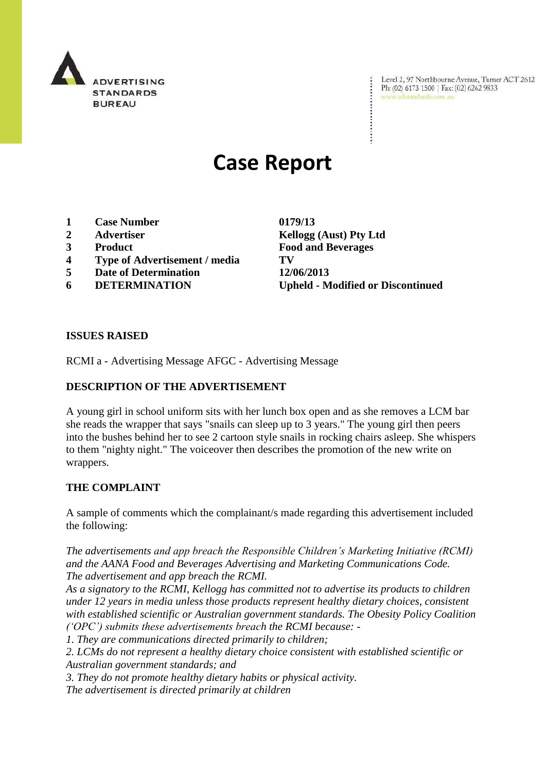ADVERTISING STANDARDS BUREAU

Level 2, 97 Northbourne Avenue, Turner ACT 2612
Ph: (02) 6173 1500 | Fax: (02) 6262 9833
www.adstandards.com.au

# Case Report

| | | |
|---|---|---|
| **1** | **Case Number** | **0179/13** |
| **2** | **Advertiser** | **Kellogg (Aust) Pty Ltd** |
| **3** | **Product** | **Food and Beverages** |
| **4** | **Type of Advertisement / media** | **TV** |
| **5** | **Date of Determination** | **12/06/2013** |
| **6** | **DETERMINATION** | **Upheld - Modified or Discontinued** |

**ISSUES RAISED**

RCMI a - Advertising Message AFGC - Advertising Message

**DESCRIPTION OF THE ADVERTISEMENT**

A young girl in school uniform sits with her lunch box open and as she removes a LCM bar she reads the wrapper that says "snails can sleep up to 3 years." The young girl then peers into the bushes behind her to see 2 cartoon style snails in rocking chairs asleep. She whispers to them "nighty night." The voiceover then describes the promotion of the new write on wrappers.

**THE COMPLAINT**

A sample of comments which the complainant/s made regarding this advertisement included the following:

*The advertisements and app breach the Responsible Children's Marketing Initiative (RCMI) and the AANA Food and Beverages Advertising and Marketing Communications Code.*
*The advertisement and app breach the RCMI.*
*As a signatory to the RCMI, Kellogg has committed not to advertise its products to children under 12 years in media unless those products represent healthy dietary choices, consistent with established scientific or Australian government standards. The Obesity Policy Coalition ('OPC') submits these advertisements breach the RCMI because: -*
*1. They are communications directed primarily to children;*
*2. LCMs do not represent a healthy dietary choice consistent with established scientific or Australian government standards; and*
*3. They do not promote healthy dietary habits or physical activity.*
*The advertisement is directed primarily at children*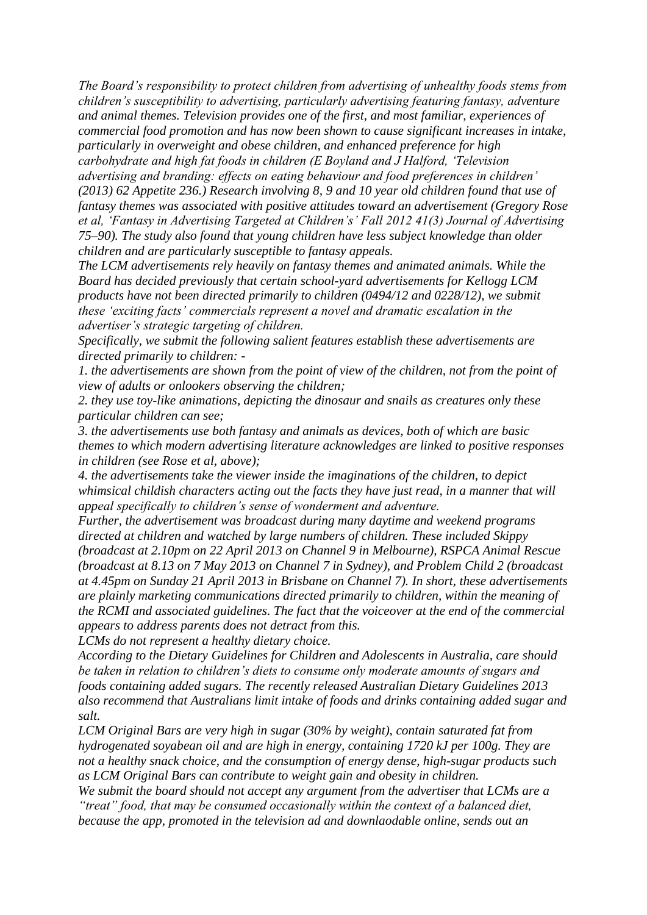*The Board's responsibility to protect children from advertising of unhealthy foods stems from children's susceptibility to advertising, particularly advertising featuring fantasy, adventure and animal themes. Television provides one of the first, and most familiar, experiences of commercial food promotion and has now been shown to cause significant increases in intake, particularly in overweight and obese children, and enhanced preference for high carbohydrate and high fat foods in children (E Boyland and J Halford, 'Television advertising and branding: effects on eating behaviour and food preferences in children' (2013) 62 Appetite 236.) Research involving 8, 9 and 10 year old children found that use of fantasy themes was associated with positive attitudes toward an advertisement (Gregory Rose et al, 'Fantasy in Advertising Targeted at Children's' Fall 2012 41(3) Journal of Advertising 75–90). The study also found that young children have less subject knowledge than older children and are particularly susceptible to fantasy appeals.*

*The LCM advertisements rely heavily on fantasy themes and animated animals. While the Board has decided previously that certain school-yard advertisements for Kellogg LCM products have not been directed primarily to children (0494/12 and 0228/12), we submit these 'exciting facts' commercials represent a novel and dramatic escalation in the advertiser's strategic targeting of children.*

*Specifically, we submit the following salient features establish these advertisements are directed primarily to children: -*

*1. the advertisements are shown from the point of view of the children, not from the point of view of adults or onlookers observing the children;*

*2. they use toy-like animations, depicting the dinosaur and snails as creatures only these particular children can see;*

*3. the advertisements use both fantasy and animals as devices, both of which are basic themes to which modern advertising literature acknowledges are linked to positive responses in children (see Rose et al, above);*

*4. the advertisements take the viewer inside the imaginations of the children, to depict whimsical childish characters acting out the facts they have just read, in a manner that will appeal specifically to children's sense of wonderment and adventure.*

*Further, the advertisement was broadcast during many daytime and weekend programs directed at children and watched by large numbers of children. These included Skippy (broadcast at 2.10pm on 22 April 2013 on Channel 9 in Melbourne), RSPCA Animal Rescue (broadcast at 8.13 on 7 May 2013 on Channel 7 in Sydney), and Problem Child 2 (broadcast at 4.45pm on Sunday 21 April 2013 in Brisbane on Channel 7). In short, these advertisements are plainly marketing communications directed primarily to children, within the meaning of the RCMI and associated guidelines. The fact that the voiceover at the end of the commercial appears to address parents does not detract from this.*

*LCMs do not represent a healthy dietary choice.*

*According to the Dietary Guidelines for Children and Adolescents in Australia, care should be taken in relation to children's diets to consume only moderate amounts of sugars and foods containing added sugars. The recently released Australian Dietary Guidelines 2013 also recommend that Australians limit intake of foods and drinks containing added sugar and salt.*

*LCM Original Bars are very high in sugar (30% by weight), contain saturated fat from hydrogenated soyabean oil and are high in energy, containing 1720 kJ per 100g. They are not a healthy snack choice, and the consumption of energy dense, high-sugar products such as LCM Original Bars can contribute to weight gain and obesity in children.*

*We submit the board should not accept any argument from the advertiser that LCMs are a "treat" food, that may be consumed occasionally within the context of a balanced diet, because the app, promoted in the television ad and downlaodable online, sends out an*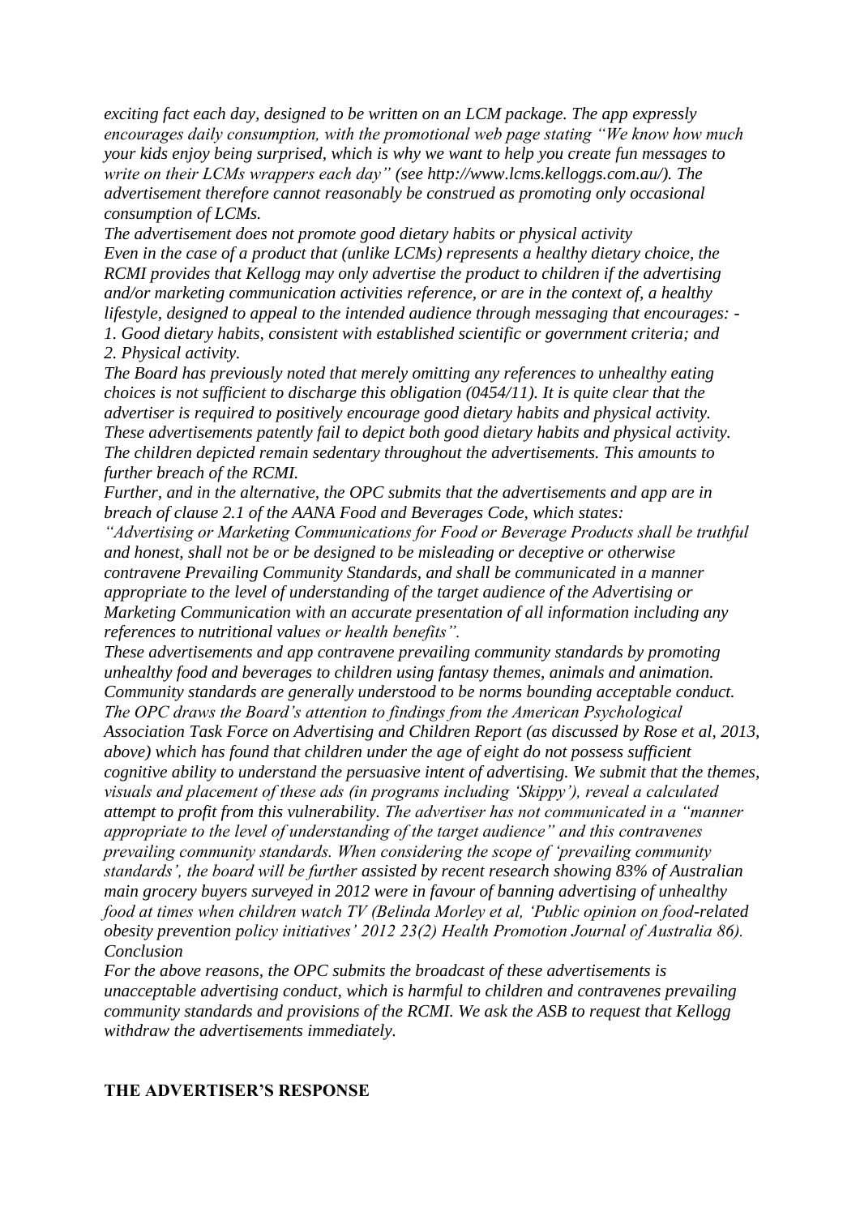*exciting fact each day, designed to be written on an LCM package. The app expressly encourages daily consumption, with the promotional web page stating "We know how much your kids enjoy being surprised, which is why we want to help you create fun messages to write on their LCMs wrappers each day" (see http://www.lcms.kelloggs.com.au/). The advertisement therefore cannot reasonably be construed as promoting only occasional consumption of LCMs.*

*The advertisement does not promote good dietary habits or physical activity*

*Even in the case of a product that (unlike LCMs) represents a healthy dietary choice, the RCMI provides that Kellogg may only advertise the product to children if the advertising and/or marketing communication activities reference, or are in the context of, a healthy lifestyle, designed to appeal to the intended audience through messaging that encourages: -*

*1. Good dietary habits, consistent with established scientific or government criteria; and*

*2. Physical activity.*

*The Board has previously noted that merely omitting any references to unhealthy eating choices is not sufficient to discharge this obligation (0454/11). It is quite clear that the advertiser is required to positively encourage good dietary habits and physical activity. These advertisements patently fail to depict both good dietary habits and physical activity. The children depicted remain sedentary throughout the advertisements. This amounts to further breach of the RCMI.*

*Further, and in the alternative, the OPC submits that the advertisements and app are in breach of clause 2.1 of the AANA Food and Beverages Code, which states:*

*"Advertising or Marketing Communications for Food or Beverage Products shall be truthful and honest, shall not be or be designed to be misleading or deceptive or otherwise contravene Prevailing Community Standards, and shall be communicated in a manner appropriate to the level of understanding of the target audience of the Advertising or Marketing Communication with an accurate presentation of all information including any references to nutritional values or health benefits".*

*These advertisements and app contravene prevailing community standards by promoting unhealthy food and beverages to children using fantasy themes, animals and animation. Community standards are generally understood to be norms bounding acceptable conduct. The OPC draws the Board's attention to findings from the American Psychological Association Task Force on Advertising and Children Report (as discussed by Rose et al, 2013, above) which has found that children under the age of eight do not possess sufficient cognitive ability to understand the persuasive intent of advertising. We submit that the themes, visuals and placement of these ads (in programs including 'Skippy'), reveal a calculated attempt to profit from this vulnerability. The advertiser has not communicated in a "manner appropriate to the level of understanding of the target audience" and this contravenes prevailing community standards. When considering the scope of 'prevailing community standards', the board will be further assisted by recent research showing 83% of Australian main grocery buyers surveyed in 2012 were in favour of banning advertising of unhealthy food at times when children watch TV (Belinda Morley et al, 'Public opinion on food-related obesity prevention policy initiatives' 2012 23(2) Health Promotion Journal of Australia 86).*

*Conclusion*

*For the above reasons, the OPC submits the broadcast of these advertisements is unacceptable advertising conduct, which is harmful to children and contravenes prevailing community standards and provisions of the RCMI. We ask the ASB to request that Kellogg withdraw the advertisements immediately.*

## THE ADVERTISER'S RESPONSE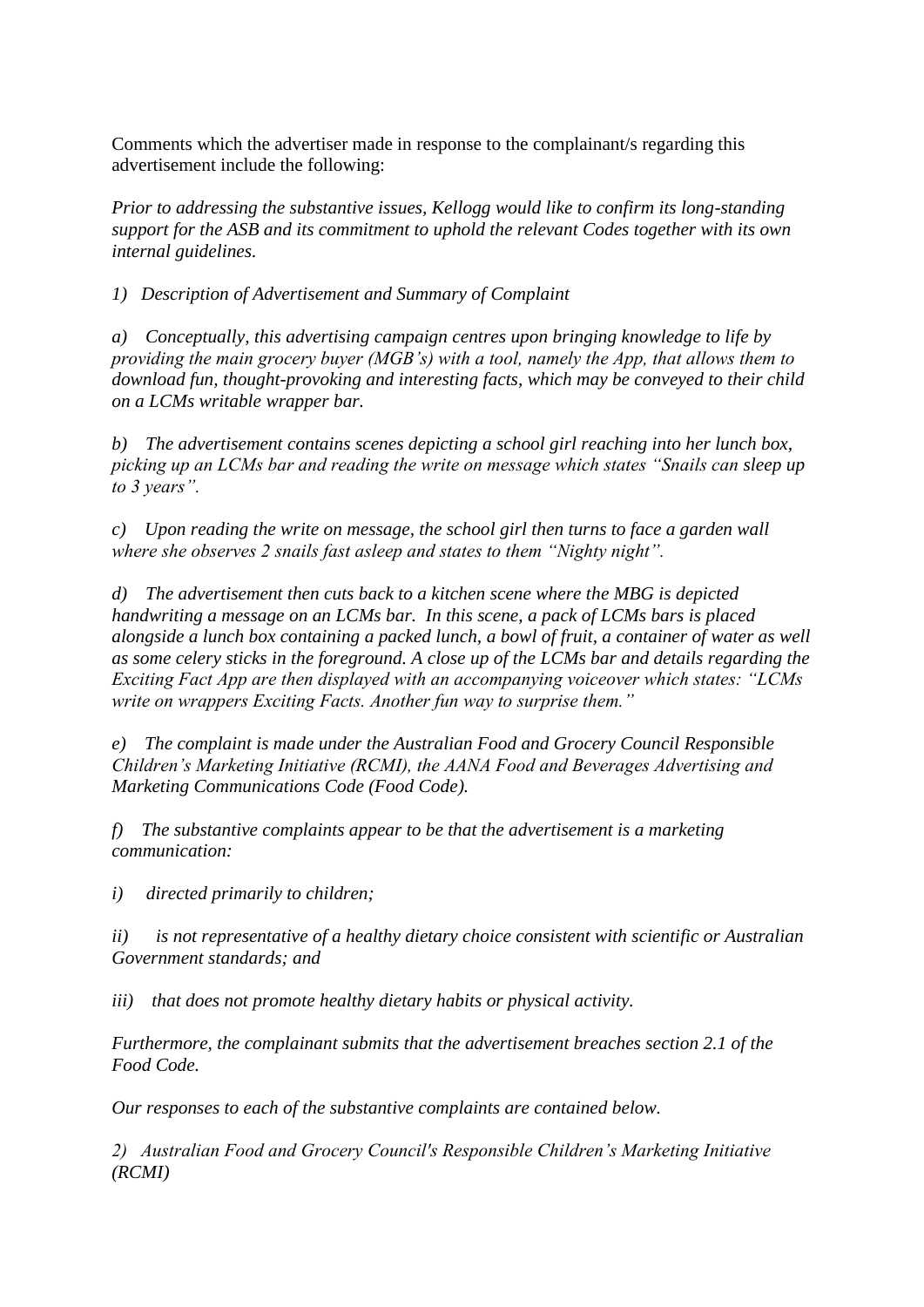Comments which the advertiser made in response to the complainant/s regarding this advertisement include the following:

*Prior to addressing the substantive issues, Kellogg would like to confirm its long-standing support for the ASB and its commitment to uphold the relevant Codes together with its own internal guidelines.*

*1) Description of Advertisement and Summary of Complaint*

*a) Conceptually, this advertising campaign centres upon bringing knowledge to life by providing the main grocery buyer (MGB's) with a tool, namely the App, that allows them to download fun, thought-provoking and interesting facts, which may be conveyed to their child on a LCMs writable wrapper bar.*

*b) The advertisement contains scenes depicting a school girl reaching into her lunch box, picking up an LCMs bar and reading the write on message which states "Snails can sleep up to 3 years".*

*c) Upon reading the write on message, the school girl then turns to face a garden wall where she observes 2 snails fast asleep and states to them "Nighty night".*

*d) The advertisement then cuts back to a kitchen scene where the MBG is depicted handwriting a message on an LCMs bar. In this scene, a pack of LCMs bars is placed alongside a lunch box containing a packed lunch, a bowl of fruit, a container of water as well as some celery sticks in the foreground. A close up of the LCMs bar and details regarding the Exciting Fact App are then displayed with an accompanying voiceover which states: "LCMs write on wrappers Exciting Facts. Another fun way to surprise them."*

*e) The complaint is made under the Australian Food and Grocery Council Responsible Children's Marketing Initiative (RCMI), the AANA Food and Beverages Advertising and Marketing Communications Code (Food Code).*

*f) The substantive complaints appear to be that the advertisement is a marketing communication:*

*i) directed primarily to children;*

*ii) is not representative of a healthy dietary choice consistent with scientific or Australian Government standards; and*

*iii) that does not promote healthy dietary habits or physical activity.*

*Furthermore, the complainant submits that the advertisement breaches section 2.1 of the Food Code.*

*Our responses to each of the substantive complaints are contained below.*

*2) Australian Food and Grocery Council's Responsible Children's Marketing Initiative (RCMI)*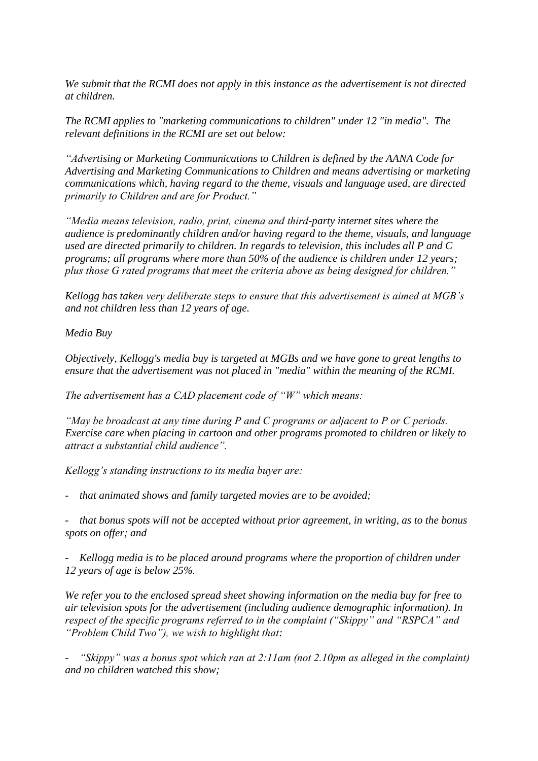*We submit that the RCMI does not apply in this instance as the advertisement is not directed at children.*

*The RCMI applies to "marketing communications to children" under 12 "in media". The relevant definitions in the RCMI are set out below:*

*"Advertising or Marketing Communications to Children is defined by the AANA Code for Advertising and Marketing Communications to Children and means advertising or marketing communications which, having regard to the theme, visuals and language used, are directed primarily to Children and are for Product."*

*"Media means television, radio, print, cinema and third-party internet sites where the audience is predominantly children and/or having regard to the theme, visuals, and language used are directed primarily to children. In regards to television, this includes all P and C programs; all programs where more than 50% of the audience is children under 12 years; plus those G rated programs that meet the criteria above as being designed for children."*

*Kellogg has taken very deliberate steps to ensure that this advertisement is aimed at MGB's and not children less than 12 years of age.*

*Media Buy*

*Objectively, Kellogg's media buy is targeted at MGBs and we have gone to great lengths to ensure that the advertisement was not placed in "media" within the meaning of the RCMI.*

*The advertisement has a CAD placement code of "W" which means:*

*"May be broadcast at any time during P and C programs or adjacent to P or C periods. Exercise care when placing in cartoon and other programs promoted to children or likely to attract a substantial child audience".*

*Kellogg's standing instructions to its media buyer are:*

- *that animated shows and family targeted movies are to be avoided;*
- *that bonus spots will not be accepted without prior agreement, in writing, as to the bonus spots on offer; and*
- *Kellogg media is to be placed around programs where the proportion of children under 12 years of age is below 25%.*

*We refer you to the enclosed spread sheet showing information on the media buy for free to air television spots for the advertisement (including audience demographic information). In respect of the specific programs referred to in the complaint ("Skippy" and "RSPCA" and "Problem Child Two"), we wish to highlight that:*

- *"Skippy" was a bonus spot which ran at 2:11am (not 2.10pm as alleged in the complaint) and no children watched this show;*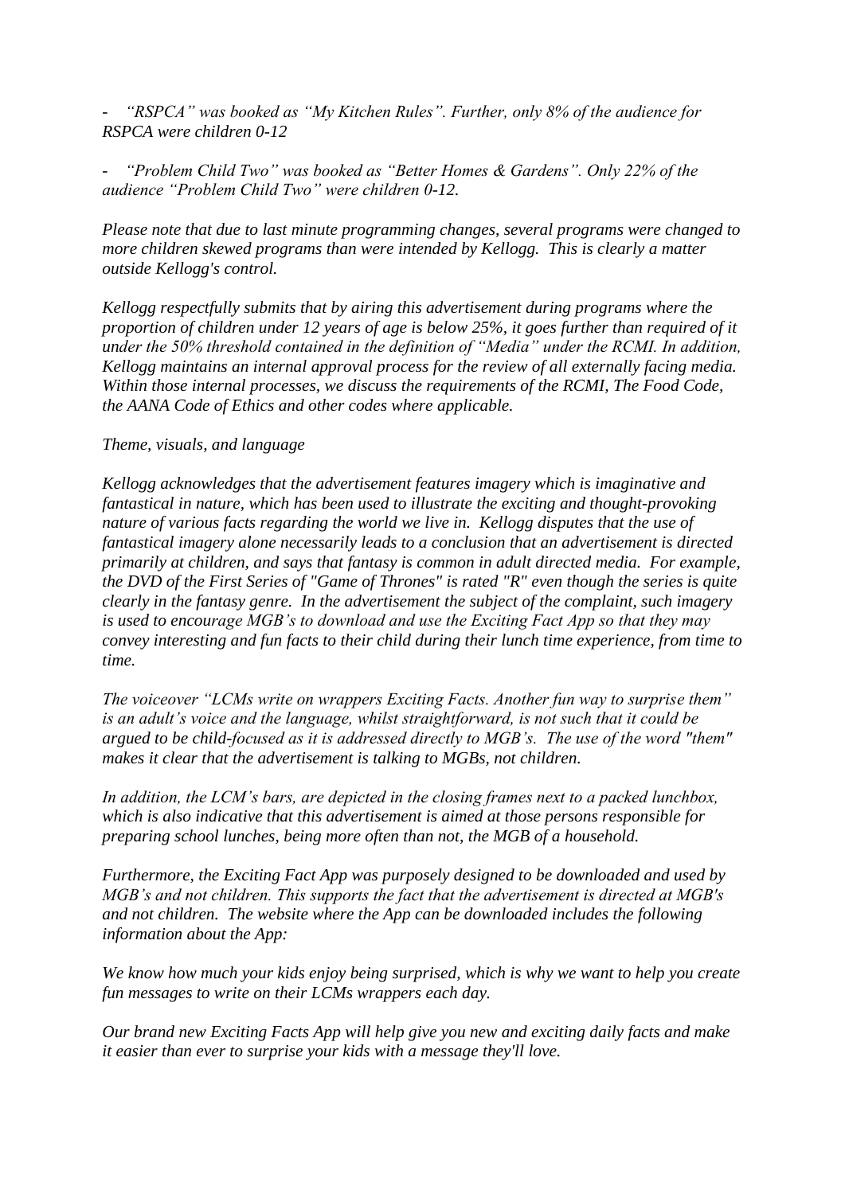- *"RSPCA" was booked as "My Kitchen Rules". Further, only 8% of the audience for RSPCA were children 0-12*

- *"Problem Child Two" was booked as "Better Homes & Gardens". Only 22% of the audience "Problem Child Two" were children 0-12.*

*Please note that due to last minute programming changes, several programs were changed to more children skewed programs than were intended by Kellogg. This is clearly a matter outside Kellogg's control.*

*Kellogg respectfully submits that by airing this advertisement during programs where the proportion of children under 12 years of age is below 25%, it goes further than required of it under the 50% threshold contained in the definition of "Media" under the RCMI. In addition, Kellogg maintains an internal approval process for the review of all externally facing media. Within those internal processes, we discuss the requirements of the RCMI, The Food Code, the AANA Code of Ethics and other codes where applicable.*

*Theme, visuals, and language*

*Kellogg acknowledges that the advertisement features imagery which is imaginative and fantastical in nature, which has been used to illustrate the exciting and thought-provoking nature of various facts regarding the world we live in. Kellogg disputes that the use of fantastical imagery alone necessarily leads to a conclusion that an advertisement is directed primarily at children, and says that fantasy is common in adult directed media. For example, the DVD of the First Series of "Game of Thrones" is rated "R" even though the series is quite clearly in the fantasy genre. In the advertisement the subject of the complaint, such imagery is used to encourage MGB's to download and use the Exciting Fact App so that they may convey interesting and fun facts to their child during their lunch time experience, from time to time.*

*The voiceover "LCMs write on wrappers Exciting Facts. Another fun way to surprise them" is an adult's voice and the language, whilst straightforward, is not such that it could be argued to be child-focused as it is addressed directly to MGB's. The use of the word "them" makes it clear that the advertisement is talking to MGBs, not children.*

*In addition, the LCM's bars, are depicted in the closing frames next to a packed lunchbox, which is also indicative that this advertisement is aimed at those persons responsible for preparing school lunches, being more often than not, the MGB of a household.*

*Furthermore, the Exciting Fact App was purposely designed to be downloaded and used by MGB's and not children. This supports the fact that the advertisement is directed at MGB's and not children. The website where the App can be downloaded includes the following information about the App:*

*We know how much your kids enjoy being surprised, which is why we want to help you create fun messages to write on their LCMs wrappers each day.*

*Our brand new Exciting Facts App will help give you new and exciting daily facts and make it easier than ever to surprise your kids with a message they'll love.*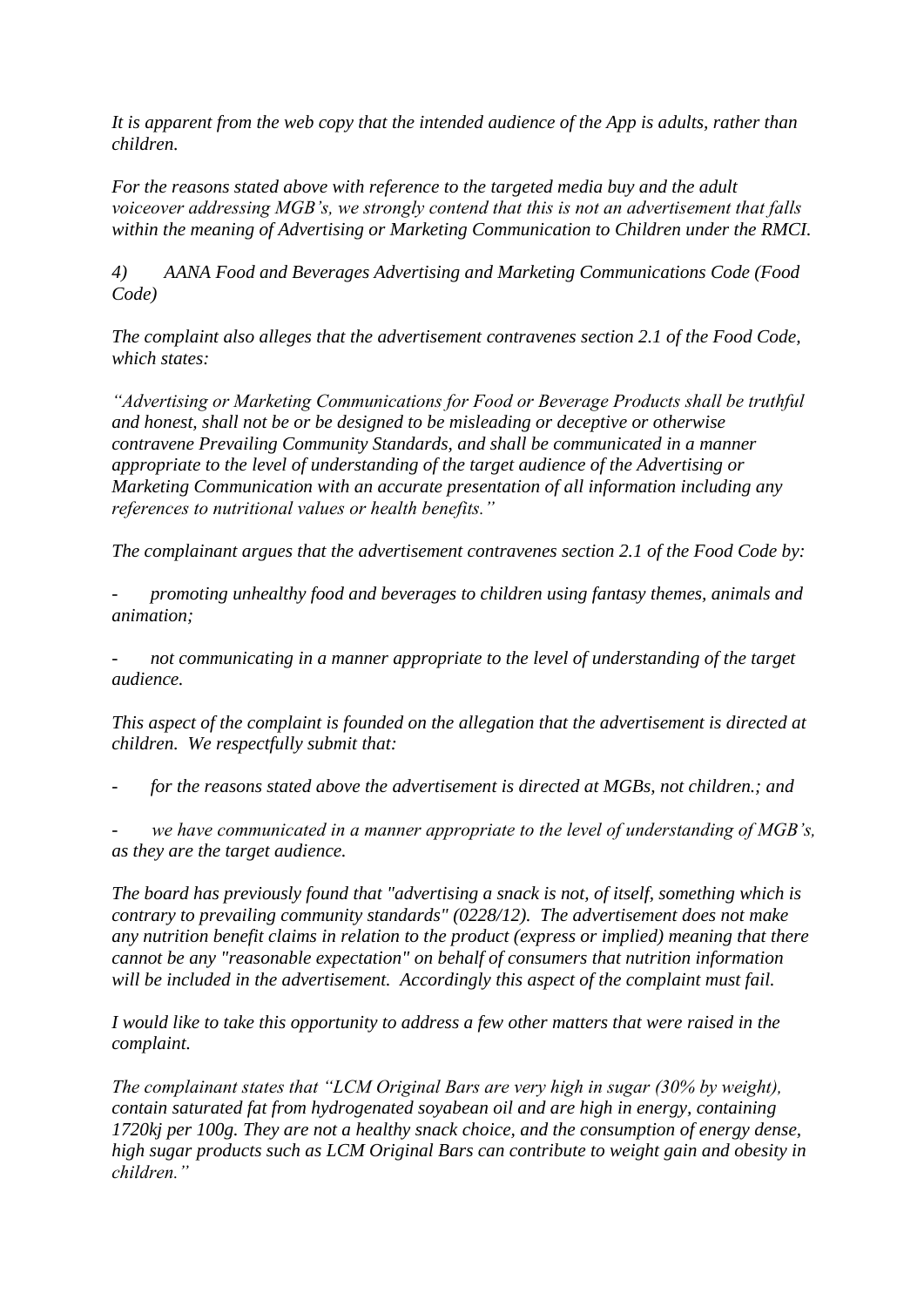*It is apparent from the web copy that the intended audience of the App is adults, rather than children.*

*For the reasons stated above with reference to the targeted media buy and the adult voiceover addressing MGB's, we strongly contend that this is not an advertisement that falls within the meaning of Advertising or Marketing Communication to Children under the RMCI.*

*4) AANA Food and Beverages Advertising and Marketing Communications Code (Food Code)*

*The complaint also alleges that the advertisement contravenes section 2.1 of the Food Code, which states:*

*"Advertising or Marketing Communications for Food or Beverage Products shall be truthful and honest, shall not be or be designed to be misleading or deceptive or otherwise contravene Prevailing Community Standards, and shall be communicated in a manner appropriate to the level of understanding of the target audience of the Advertising or Marketing Communication with an accurate presentation of all information including any references to nutritional values or health benefits."*

*The complainant argues that the advertisement contravenes section 2.1 of the Food Code by:*

- *promoting unhealthy food and beverages to children using fantasy themes, animals and animation;*
- *not communicating in a manner appropriate to the level of understanding of the target audience.*

*This aspect of the complaint is founded on the allegation that the advertisement is directed at children. We respectfully submit that:*

- *for the reasons stated above the advertisement is directed at MGBs, not children.; and*
- *we have communicated in a manner appropriate to the level of understanding of MGB's, as they are the target audience.*

*The board has previously found that "advertising a snack is not, of itself, something which is contrary to prevailing community standards" (0228/12). The advertisement does not make any nutrition benefit claims in relation to the product (express or implied) meaning that there cannot be any "reasonable expectation" on behalf of consumers that nutrition information will be included in the advertisement. Accordingly this aspect of the complaint must fail.*

*I would like to take this opportunity to address a few other matters that were raised in the complaint.*

*The complainant states that "LCM Original Bars are very high in sugar (30% by weight), contain saturated fat from hydrogenated soyabean oil and are high in energy, containing 1720kj per 100g. They are not a healthy snack choice, and the consumption of energy dense, high sugar products such as LCM Original Bars can contribute to weight gain and obesity in children."*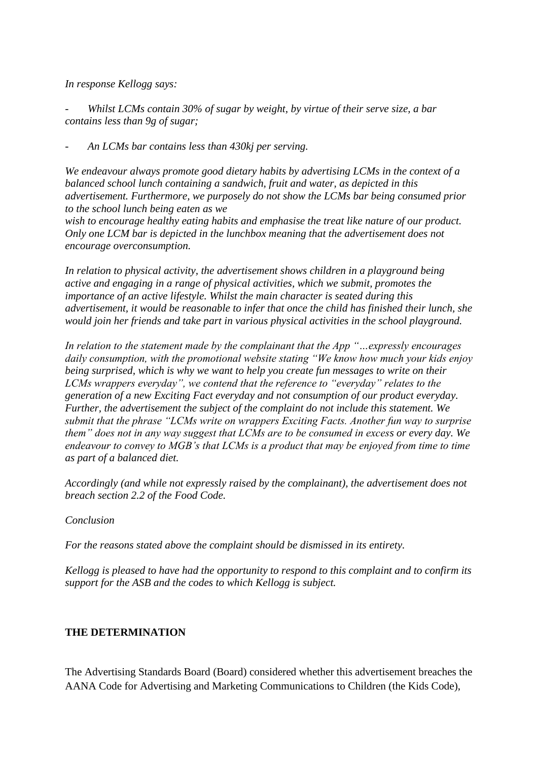*In response Kellogg says:*

- *Whilst LCMs contain 30% of sugar by weight, by virtue of their serve size, a bar contains less than 9g of sugar;*

- *An LCMs bar contains less than 430kj per serving.*

*We endeavour always promote good dietary habits by advertising LCMs in the context of a balanced school lunch containing a sandwich, fruit and water, as depicted in this advertisement. Furthermore, we purposely do not show the LCMs bar being consumed prior to the school lunch being eaten as we wish to encourage healthy eating habits and emphasise the treat like nature of our product. Only one LCM bar is depicted in the lunchbox meaning that the advertisement does not encourage overconsumption.*

*In relation to physical activity, the advertisement shows children in a playground being active and engaging in a range of physical activities, which we submit, promotes the importance of an active lifestyle. Whilst the main character is seated during this advertisement, it would be reasonable to infer that once the child has finished their lunch, she would join her friends and take part in various physical activities in the school playground.*

*In relation to the statement made by the complainant that the App "…expressly encourages daily consumption, with the promotional website stating "We know how much your kids enjoy being surprised, which is why we want to help you create fun messages to write on their LCMs wrappers everyday", we contend that the reference to "everyday" relates to the generation of a new Exciting Fact everyday and not consumption of our product everyday. Further, the advertisement the subject of the complaint do not include this statement. We submit that the phrase "LCMs write on wrappers Exciting Facts. Another fun way to surprise them" does not in any way suggest that LCMs are to be consumed in excess or every day. We endeavour to convey to MGB's that LCMs is a product that may be enjoyed from time to time as part of a balanced diet.*

*Accordingly (and while not expressly raised by the complainant), the advertisement does not breach section 2.2 of the Food Code.*

*Conclusion*

*For the reasons stated above the complaint should be dismissed in its entirety.*

*Kellogg is pleased to have had the opportunity to respond to this complaint and to confirm its support for the ASB and the codes to which Kellogg is subject.*

## THE DETERMINATION

The Advertising Standards Board (Board) considered whether this advertisement breaches the AANA Code for Advertising and Marketing Communications to Children (the Kids Code),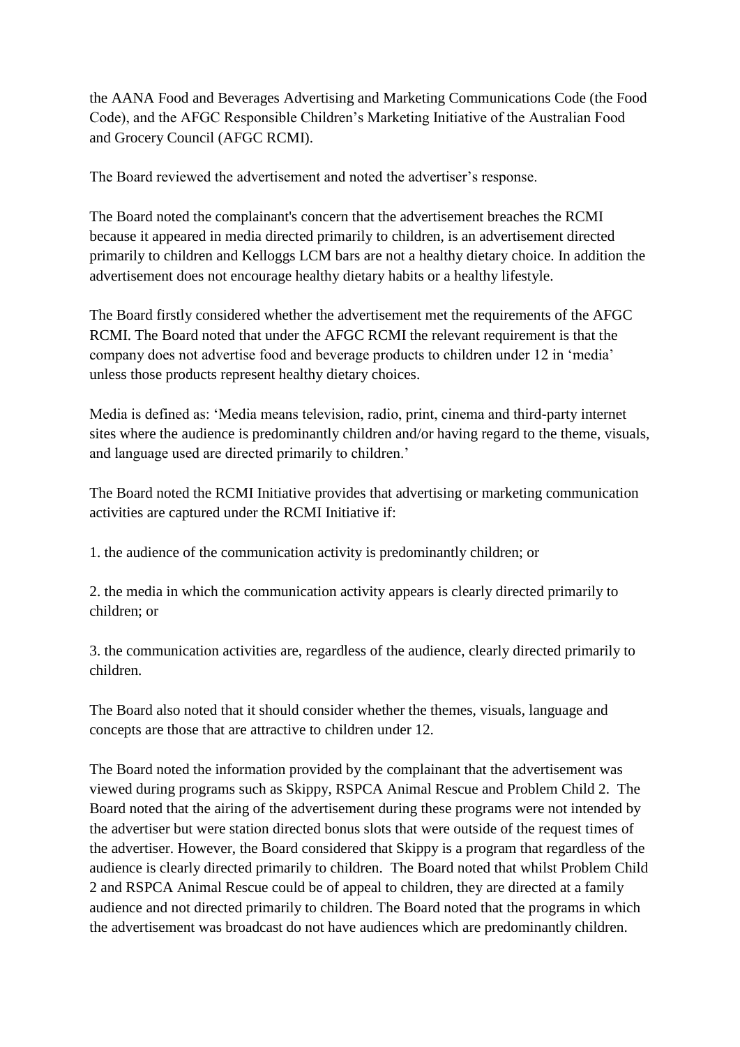the AANA Food and Beverages Advertising and Marketing Communications Code (the Food Code), and the AFGC Responsible Children's Marketing Initiative of the Australian Food and Grocery Council (AFGC RCMI).

The Board reviewed the advertisement and noted the advertiser's response.

The Board noted the complainant's concern that the advertisement breaches the RCMI because it appeared in media directed primarily to children, is an advertisement directed primarily to children and Kelloggs LCM bars are not a healthy dietary choice. In addition the advertisement does not encourage healthy dietary habits or a healthy lifestyle.

The Board firstly considered whether the advertisement met the requirements of the AFGC RCMI. The Board noted that under the AFGC RCMI the relevant requirement is that the company does not advertise food and beverage products to children under 12 in 'media' unless those products represent healthy dietary choices.

Media is defined as: 'Media means television, radio, print, cinema and third-party internet sites where the audience is predominantly children and/or having regard to the theme, visuals, and language used are directed primarily to children.'

The Board noted the RCMI Initiative provides that advertising or marketing communication activities are captured under the RCMI Initiative if:

1. the audience of the communication activity is predominantly children; or

2. the media in which the communication activity appears is clearly directed primarily to children; or

3. the communication activities are, regardless of the audience, clearly directed primarily to children.

The Board also noted that it should consider whether the themes, visuals, language and concepts are those that are attractive to children under 12.

The Board noted the information provided by the complainant that the advertisement was viewed during programs such as Skippy, RSPCA Animal Rescue and Problem Child 2. The Board noted that the airing of the advertisement during these programs were not intended by the advertiser but were station directed bonus slots that were outside of the request times of the advertiser. However, the Board considered that Skippy is a program that regardless of the audience is clearly directed primarily to children. The Board noted that whilst Problem Child 2 and RSPCA Animal Rescue could be of appeal to children, they are directed at a family audience and not directed primarily to children. The Board noted that the programs in which the advertisement was broadcast do not have audiences which are predominantly children.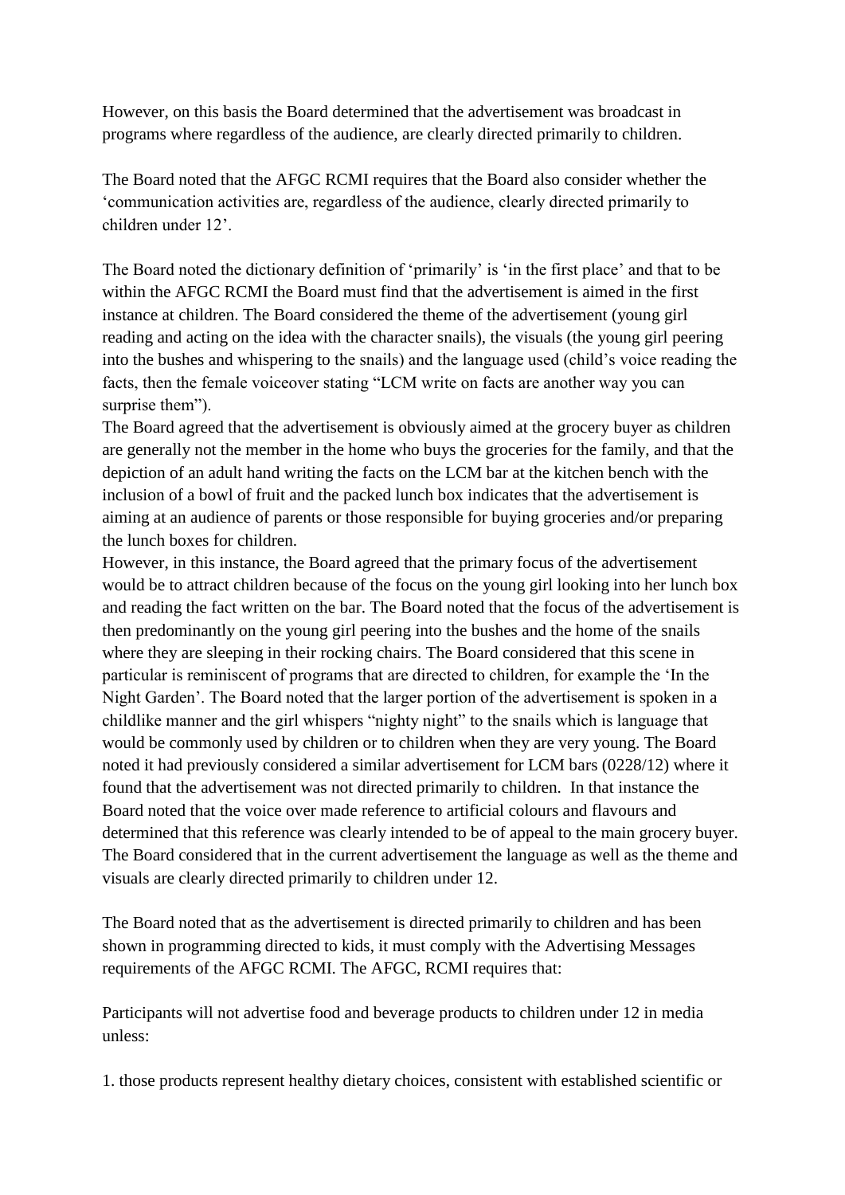However, on this basis the Board determined that the advertisement was broadcast in programs where regardless of the audience, are clearly directed primarily to children.

The Board noted that the AFGC RCMI requires that the Board also consider whether the 'communication activities are, regardless of the audience, clearly directed primarily to children under 12'.

The Board noted the dictionary definition of 'primarily' is 'in the first place' and that to be within the AFGC RCMI the Board must find that the advertisement is aimed in the first instance at children. The Board considered the theme of the advertisement (young girl reading and acting on the idea with the character snails), the visuals (the young girl peering into the bushes and whispering to the snails) and the language used (child's voice reading the facts, then the female voiceover stating "LCM write on facts are another way you can surprise them").

The Board agreed that the advertisement is obviously aimed at the grocery buyer as children are generally not the member in the home who buys the groceries for the family, and that the depiction of an adult hand writing the facts on the LCM bar at the kitchen bench with the inclusion of a bowl of fruit and the packed lunch box indicates that the advertisement is aiming at an audience of parents or those responsible for buying groceries and/or preparing the lunch boxes for children.

However, in this instance, the Board agreed that the primary focus of the advertisement would be to attract children because of the focus on the young girl looking into her lunch box and reading the fact written on the bar. The Board noted that the focus of the advertisement is then predominantly on the young girl peering into the bushes and the home of the snails where they are sleeping in their rocking chairs. The Board considered that this scene in particular is reminiscent of programs that are directed to children, for example the 'In the Night Garden'. The Board noted that the larger portion of the advertisement is spoken in a childlike manner and the girl whispers "nighty night" to the snails which is language that would be commonly used by children or to children when they are very young. The Board noted it had previously considered a similar advertisement for LCM bars (0228/12) where it found that the advertisement was not directed primarily to children. In that instance the Board noted that the voice over made reference to artificial colours and flavours and determined that this reference was clearly intended to be of appeal to the main grocery buyer. The Board considered that in the current advertisement the language as well as the theme and visuals are clearly directed primarily to children under 12.

The Board noted that as the advertisement is directed primarily to children and has been shown in programming directed to kids, it must comply with the Advertising Messages requirements of the AFGC RCMI. The AFGC, RCMI requires that:

Participants will not advertise food and beverage products to children under 12 in media unless:

1. those products represent healthy dietary choices, consistent with established scientific or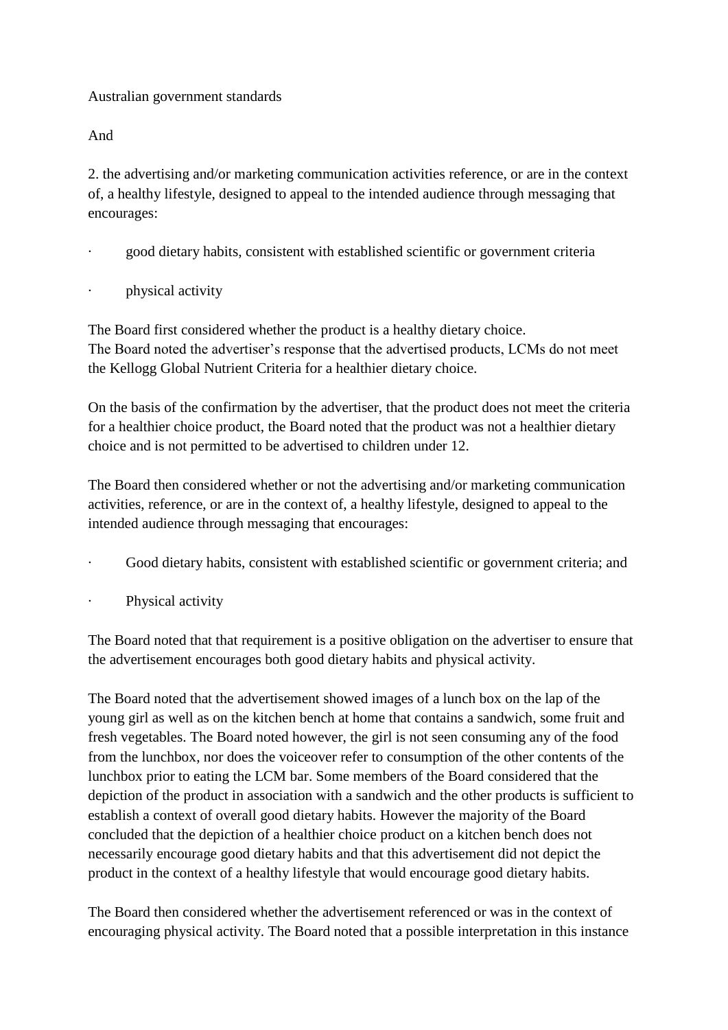Australian government standards

And

2. the advertising and/or marketing communication activities reference, or are in the context of, a healthy lifestyle, designed to appeal to the intended audience through messaging that encourages:

- good dietary habits, consistent with established scientific or government criteria
- physical activity

The Board first considered whether the product is a healthy dietary choice.
The Board noted the advertiser's response that the advertised products, LCMs do not meet the Kellogg Global Nutrient Criteria for a healthier dietary choice.

On the basis of the confirmation by the advertiser, that the product does not meet the criteria for a healthier choice product, the Board noted that the product was not a healthier dietary choice and is not permitted to be advertised to children under 12.

The Board then considered whether or not the advertising and/or marketing communication activities, reference, or are in the context of, a healthy lifestyle, designed to appeal to the intended audience through messaging that encourages:

- Good dietary habits, consistent with established scientific or government criteria; and
- Physical activity

The Board noted that that requirement is a positive obligation on the advertiser to ensure that the advertisement encourages both good dietary habits and physical activity.

The Board noted that the advertisement showed images of a lunch box on the lap of the young girl as well as on the kitchen bench at home that contains a sandwich, some fruit and fresh vegetables. The Board noted however, the girl is not seen consuming any of the food from the lunchbox, nor does the voiceover refer to consumption of the other contents of the lunchbox prior to eating the LCM bar. Some members of the Board considered that the depiction of the product in association with a sandwich and the other products is sufficient to establish a context of overall good dietary habits. However the majority of the Board concluded that the depiction of a healthier choice product on a kitchen bench does not necessarily encourage good dietary habits and that this advertisement did not depict the product in the context of a healthy lifestyle that would encourage good dietary habits.

The Board then considered whether the advertisement referenced or was in the context of encouraging physical activity. The Board noted that a possible interpretation in this instance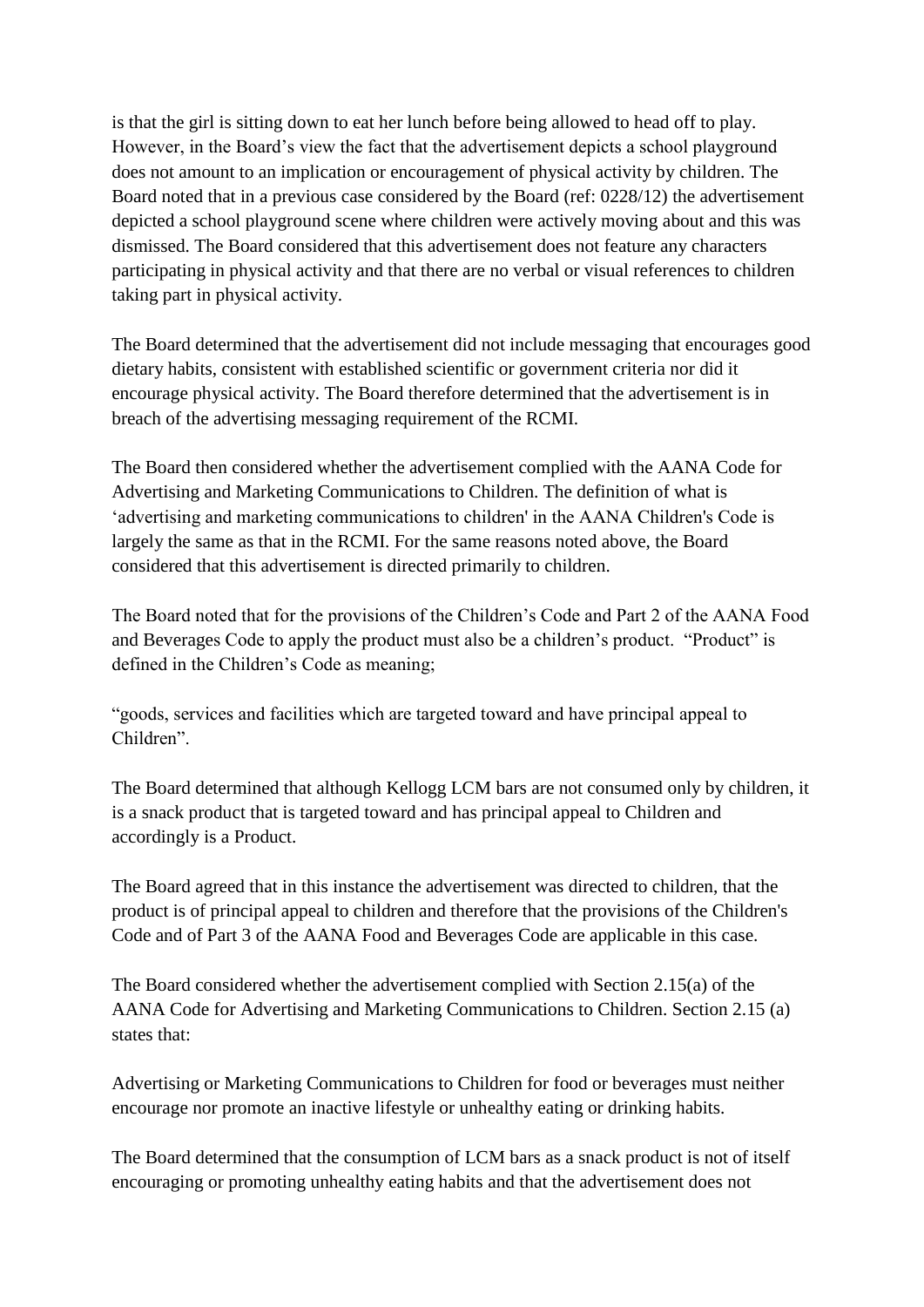is that the girl is sitting down to eat her lunch before being allowed to head off to play. However, in the Board's view the fact that the advertisement depicts a school playground does not amount to an implication or encouragement of physical activity by children. The Board noted that in a previous case considered by the Board (ref: 0228/12) the advertisement depicted a school playground scene where children were actively moving about and this was dismissed. The Board considered that this advertisement does not feature any characters participating in physical activity and that there are no verbal or visual references to children taking part in physical activity.

The Board determined that the advertisement did not include messaging that encourages good dietary habits, consistent with established scientific or government criteria nor did it encourage physical activity. The Board therefore determined that the advertisement is in breach of the advertising messaging requirement of the RCMI.

The Board then considered whether the advertisement complied with the AANA Code for Advertising and Marketing Communications to Children. The definition of what is 'advertising and marketing communications to children' in the AANA Children's Code is largely the same as that in the RCMI. For the same reasons noted above, the Board considered that this advertisement is directed primarily to children.

The Board noted that for the provisions of the Children's Code and Part 2 of the AANA Food and Beverages Code to apply the product must also be a children's product. "Product" is defined in the Children's Code as meaning;

"goods, services and facilities which are targeted toward and have principal appeal to Children".

The Board determined that although Kellogg LCM bars are not consumed only by children, it is a snack product that is targeted toward and has principal appeal to Children and accordingly is a Product.

The Board agreed that in this instance the advertisement was directed to children, that the product is of principal appeal to children and therefore that the provisions of the Children's Code and of Part 3 of the AANA Food and Beverages Code are applicable in this case.

The Board considered whether the advertisement complied with Section 2.15(a) of the AANA Code for Advertising and Marketing Communications to Children. Section 2.15 (a) states that:

Advertising or Marketing Communications to Children for food or beverages must neither encourage nor promote an inactive lifestyle or unhealthy eating or drinking habits.

The Board determined that the consumption of LCM bars as a snack product is not of itself encouraging or promoting unhealthy eating habits and that the advertisement does not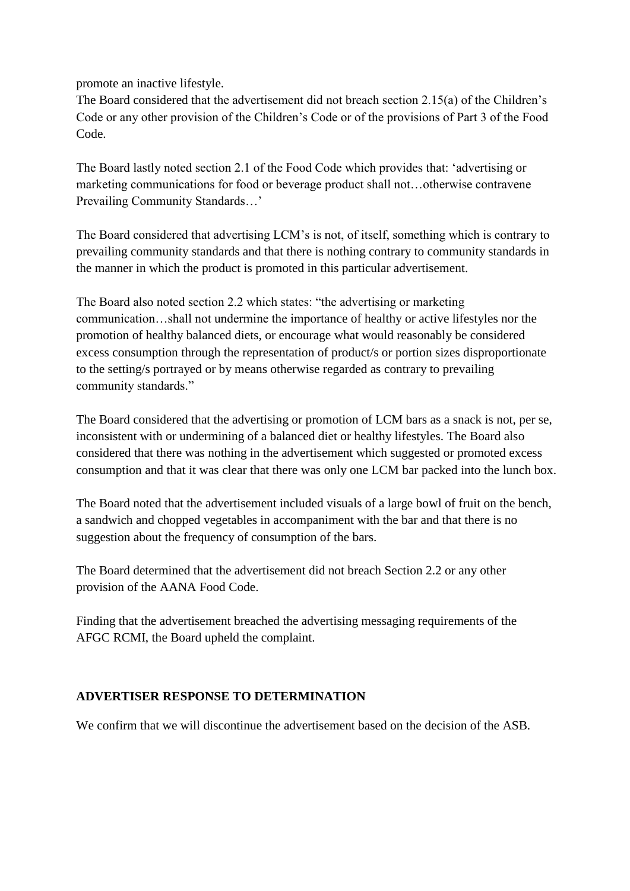promote an inactive lifestyle.

The Board considered that the advertisement did not breach section 2.15(a) of the Children's Code or any other provision of the Children's Code or of the provisions of Part 3 of the Food Code.

The Board lastly noted section 2.1 of the Food Code which provides that: 'advertising or marketing communications for food or beverage product shall not…otherwise contravene Prevailing Community Standards…'

The Board considered that advertising LCM's is not, of itself, something which is contrary to prevailing community standards and that there is nothing contrary to community standards in the manner in which the product is promoted in this particular advertisement.

The Board also noted section 2.2 which states: "the advertising or marketing communication…shall not undermine the importance of healthy or active lifestyles nor the promotion of healthy balanced diets, or encourage what would reasonably be considered excess consumption through the representation of product/s or portion sizes disproportionate to the setting/s portrayed or by means otherwise regarded as contrary to prevailing community standards."

The Board considered that the advertising or promotion of LCM bars as a snack is not, per se, inconsistent with or undermining of a balanced diet or healthy lifestyles. The Board also considered that there was nothing in the advertisement which suggested or promoted excess consumption and that it was clear that there was only one LCM bar packed into the lunch box.

The Board noted that the advertisement included visuals of a large bowl of fruit on the bench, a sandwich and chopped vegetables in accompaniment with the bar and that there is no suggestion about the frequency of consumption of the bars.

The Board determined that the advertisement did not breach Section 2.2 or any other provision of the AANA Food Code.

Finding that the advertisement breached the advertising messaging requirements of the AFGC RCMI, the Board upheld the complaint.

**ADVERTISER RESPONSE TO DETERMINATION**

We confirm that we will discontinue the advertisement based on the decision of the ASB.